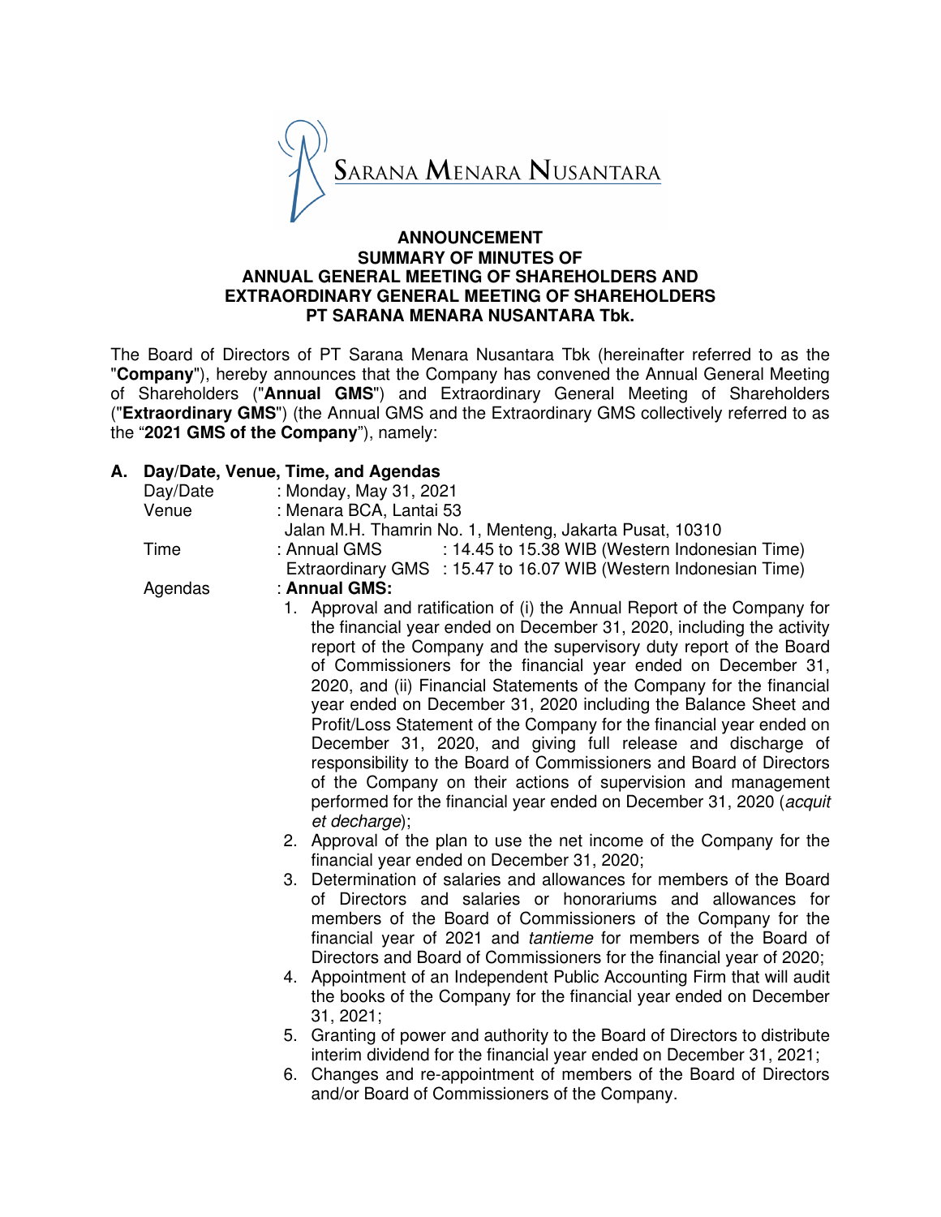SARANA MENARA NUSANTARA

**ANNOUNCEMENT**
**SUMMARY OF MINUTES OF**
**ANNUAL GENERAL MEETING OF SHAREHOLDERS AND**
**EXTRAORDINARY GENERAL MEETING OF SHAREHOLDERS**
**PT SARANA MENARA NUSANTARA Tbk.**

The Board of Directors of PT Sarana Menara Nusantara Tbk (hereinafter referred to as the "**Company**"), hereby announces that the Company has convened the Annual General Meeting of Shareholders ("**Annual GMS**") and Extraordinary General Meeting of Shareholders ("**Extraordinary GMS**") (the Annual GMS and the Extraordinary GMS collectively referred to as the "**2021 GMS of the Company**"), namely:

## A. Day/Date, Venue, Time, and Agendas

Day/Date : Monday, May 31, 2021

Venue : Menara BCA, Lantai 53
Jalan M.H. Thamrin No. 1, Menteng, Jakarta Pusat, 10310

Time : Annual GMS : 14.45 to 15.38 WIB (Western Indonesian Time)
Extraordinary GMS : 15.47 to 16.07 WIB (Western Indonesian Time)

Agendas : **Annual GMS:**

1. Approval and ratification of (i) the Annual Report of the Company for the financial year ended on December 31, 2020, including the activity report of the Company and the supervisory duty report of the Board of Commissioners for the financial year ended on December 31, 2020, and (ii) Financial Statements of the Company for the financial year ended on December 31, 2020 including the Balance Sheet and Profit/Loss Statement of the Company for the financial year ended on December 31, 2020, and giving full release and discharge of responsibility to the Board of Commissioners and Board of Directors of the Company on their actions of supervision and management performed for the financial year ended on December 31, 2020 (*acquit et decharge*);
2. Approval of the plan to use the net income of the Company for the financial year ended on December 31, 2020;
3. Determination of salaries and allowances for members of the Board of Directors and salaries or honorariums and allowances for members of the Board of Commissioners of the Company for the financial year of 2021 and *tantieme* for members of the Board of Directors and Board of Commissioners for the financial year of 2020;
4. Appointment of an Independent Public Accounting Firm that will audit the books of the Company for the financial year ended on December 31, 2021;
5. Granting of power and authority to the Board of Directors to distribute interim dividend for the financial year ended on December 31, 2021;
6. Changes and re-appointment of members of the Board of Directors and/or Board of Commissioners of the Company.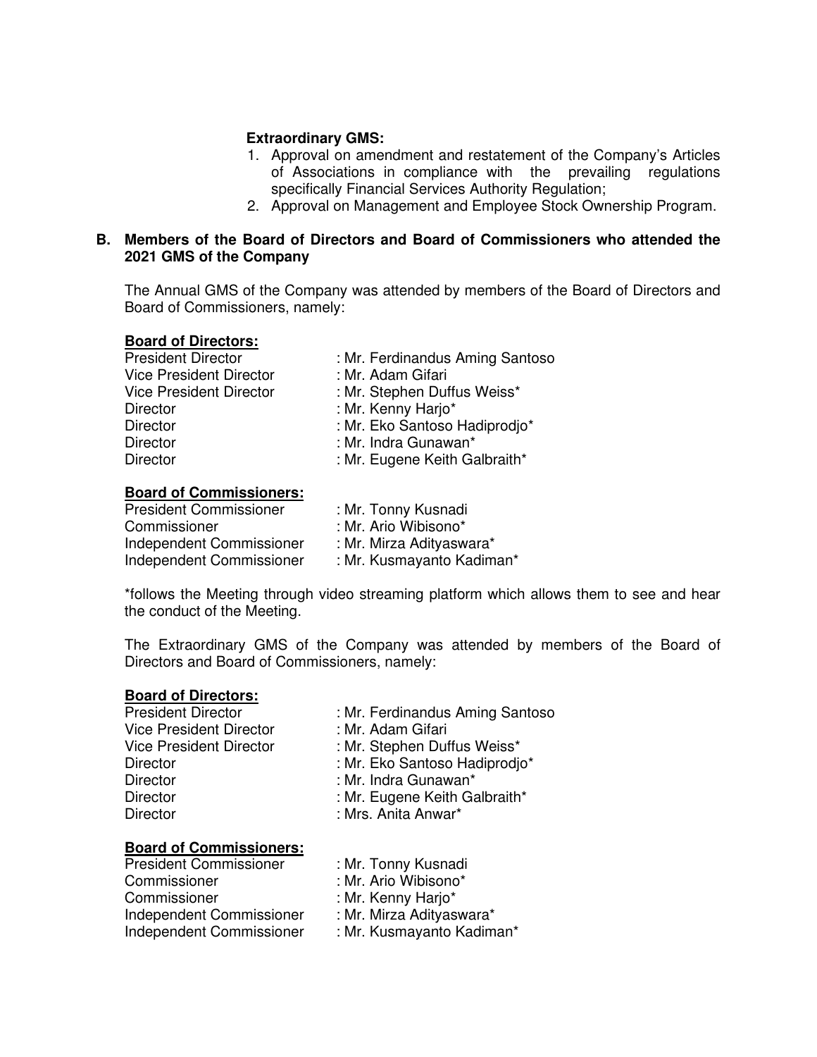**Extraordinary GMS:**

1. Approval on amendment and restatement of the Company's Articles of Associations in compliance with the prevailing regulations specifically Financial Services Authority Regulation;
2. Approval on Management and Employee Stock Ownership Program.

**B. Members of the Board of Directors and Board of Commissioners who attended the 2021 GMS of the Company**

The Annual GMS of the Company was attended by members of the Board of Directors and Board of Commissioners, namely:

**Board of Directors:**

President Director : Mr. Ferdinandus Aming Santoso
Vice President Director : Mr. Adam Gifari
Vice President Director : Mr. Stephen Duffus Weiss*
Director : Mr. Kenny Harjo*
Director : Mr. Eko Santoso Hadiprodjo*
Director : Mr. Indra Gunawan*
Director : Mr. Eugene Keith Galbraith*

**Board of Commissioners:**

President Commissioner : Mr. Tonny Kusnadi
Commissioner : Mr. Ario Wibisono*
Independent Commissioner : Mr. Mirza Adityaswara*
Independent Commissioner : Mr. Kusmayanto Kadiman*

*follows the Meeting through video streaming platform which allows them to see and hear the conduct of the Meeting.

The Extraordinary GMS of the Company was attended by members of the Board of Directors and Board of Commissioners, namely:

**Board of Directors:**

President Director : Mr. Ferdinandus Aming Santoso
Vice President Director : Mr. Adam Gifari
Vice President Director : Mr. Stephen Duffus Weiss*
Director : Mr. Eko Santoso Hadiprodjo*
Director : Mr. Indra Gunawan*
Director : Mr. Eugene Keith Galbraith*
Director : Mrs. Anita Anwar*

**Board of Commissioners:**

President Commissioner : Mr. Tonny Kusnadi
Commissioner : Mr. Ario Wibisono*
Commissioner : Mr. Kenny Harjo*
Independent Commissioner : Mr. Mirza Adityaswara*
Independent Commissioner : Mr. Kusmayanto Kadiman*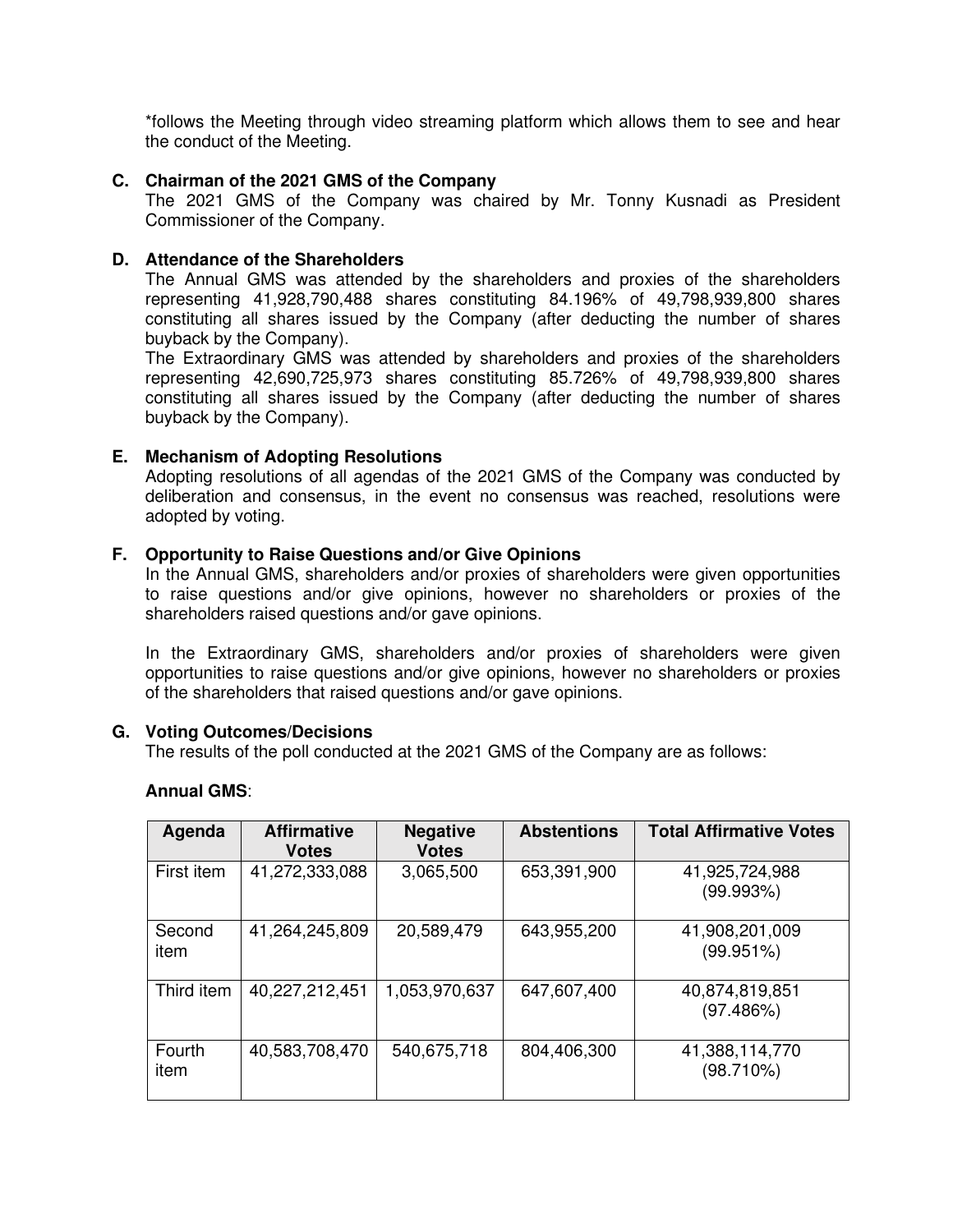*follows the Meeting through video streaming platform which allows them to see and hear the conduct of the Meeting.

**C. Chairman of the 2021 GMS of the Company**

The 2021 GMS of the Company was chaired by Mr. Tonny Kusnadi as President Commissioner of the Company.

**D. Attendance of the Shareholders**

The Annual GMS was attended by the shareholders and proxies of the shareholders representing 41,928,790,488 shares constituting 84.196% of 49,798,939,800 shares constituting all shares issued by the Company (after deducting the number of shares buyback by the Company).

The Extraordinary GMS was attended by shareholders and proxies of the shareholders representing 42,690,725,973 shares constituting 85.726% of 49,798,939,800 shares constituting all shares issued by the Company (after deducting the number of shares buyback by the Company).

**E. Mechanism of Adopting Resolutions**

Adopting resolutions of all agendas of the 2021 GMS of the Company was conducted by deliberation and consensus, in the event no consensus was reached, resolutions were adopted by voting.

**F. Opportunity to Raise Questions and/or Give Opinions**

In the Annual GMS, shareholders and/or proxies of shareholders were given opportunities to raise questions and/or give opinions, however no shareholders or proxies of the shareholders raised questions and/or gave opinions.

In the Extraordinary GMS, shareholders and/or proxies of shareholders were given opportunities to raise questions and/or give opinions, however no shareholders or proxies of the shareholders that raised questions and/or gave opinions.

**G. Voting Outcomes/Decisions**

The results of the poll conducted at the 2021 GMS of the Company are as follows:

**Annual GMS**:

| Agenda | Affirmative Votes | Negative Votes | Abstentions | Total Affirmative Votes |
|---|---|---|---|---|
| First item | 41,272,333,088 | 3,065,500 | 653,391,900 | 41,925,724,988 (99.993%) |
| Second item | 41,264,245,809 | 20,589,479 | 643,955,200 | 41,908,201,009 (99.951%) |
| Third item | 40,227,212,451 | 1,053,970,637 | 647,607,400 | 40,874,819,851 (97.486%) |
| Fourth item | 40,583,708,470 | 540,675,718 | 804,406,300 | 41,388,114,770 (98.710%) |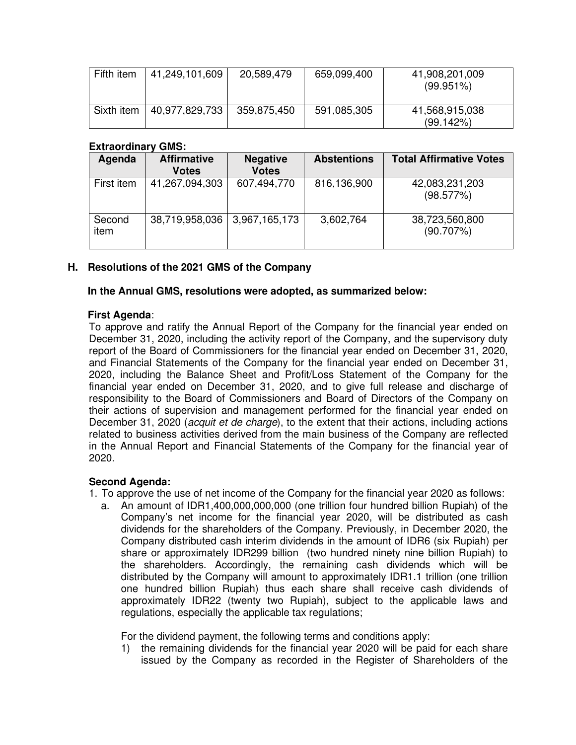| Fifth item | 41,249,101,609 | 20,589,479 | 659,099,400 | 41,908,201,009 (99.951%) |
|---|---|---|---|---|
| Sixth item | 40,977,829,733 | 359,875,450 | 591,085,305 | 41,568,915,038 (99.142%) |

**Extraordinary GMS:**

| Agenda | Affirmative Votes | Negative Votes | Abstentions | Total Affirmative Votes |
|---|---|---|---|---|
| First item | 41,267,094,303 | 607,494,770 | 816,136,900 | 42,083,231,203 (98.577%) |
| Second item | 38,719,958,036 | 3,967,165,173 | 3,602,764 | 38,723,560,800 (90.707%) |

## H. Resolutions of the 2021 GMS of the Company

**In the Annual GMS, resolutions were adopted, as summarized below:**

**First Agenda**:
To approve and ratify the Annual Report of the Company for the financial year ended on December 31, 2020, including the activity report of the Company, and the supervisory duty report of the Board of Commissioners for the financial year ended on December 31, 2020, and Financial Statements of the Company for the financial year ended on December 31, 2020, including the Balance Sheet and Profit/Loss Statement of the Company for the financial year ended on December 31, 2020, and to give full release and discharge of responsibility to the Board of Commissioners and Board of Directors of the Company on their actions of supervision and management performed for the financial year ended on December 31, 2020 (*acquit et de charge*), to the extent that their actions, including actions related to business activities derived from the main business of the Company are reflected in the Annual Report and Financial Statements of the Company for the financial year of 2020.

**Second Agenda:**

1. To approve the use of net income of the Company for the financial year 2020 as follows:
   a. An amount of IDR1,400,000,000,000 (one trillion four hundred billion Rupiah) of the Company's net income for the financial year 2020, will be distributed as cash dividends for the shareholders of the Company. Previously, in December 2020, the Company distributed cash interim dividends in the amount of IDR6 (six Rupiah) per share or approximately IDR299 billion (two hundred ninety nine billion Rupiah) to the shareholders. Accordingly, the remaining cash dividends which will be distributed by the Company will amount to approximately IDR1.1 trillion (one trillion one hundred billion Rupiah) thus each share shall receive cash dividends of approximately IDR22 (twenty two Rupiah), subject to the applicable laws and regulations, especially the applicable tax regulations;

      For the dividend payment, the following terms and conditions apply:

      1) the remaining dividends for the financial year 2020 will be paid for each share issued by the Company as recorded in the Register of Shareholders of the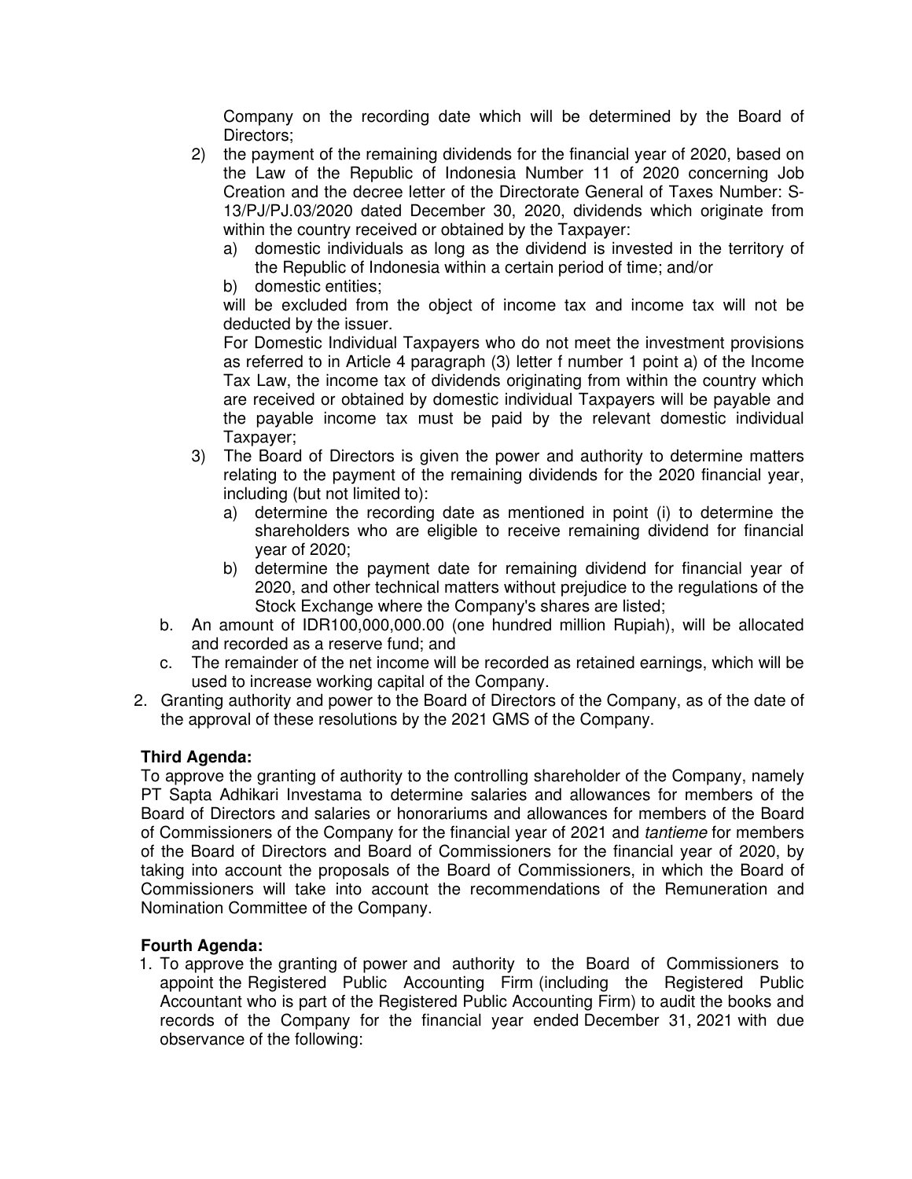Company on the recording date which will be determined by the Board of Directors;

2) the payment of the remaining dividends for the financial year of 2020, based on the Law of the Republic of Indonesia Number 11 of 2020 concerning Job Creation and the decree letter of the Directorate General of Taxes Number: S-13/PJ/PJ.03/2020 dated December 30, 2020, dividends which originate from within the country received or obtained by the Taxpayer:
   a) domestic individuals as long as the dividend is invested in the territory of the Republic of Indonesia within a certain period of time; and/or
   b) domestic entities;

   will be excluded from the object of income tax and income tax will not be deducted by the issuer.

   For Domestic Individual Taxpayers who do not meet the investment provisions as referred to in Article 4 paragraph (3) letter f number 1 point a) of the Income Tax Law, the income tax of dividends originating from within the country which are received or obtained by domestic individual Taxpayers will be payable and the payable income tax must be paid by the relevant domestic individual Taxpayer;

3) The Board of Directors is given the power and authority to determine matters relating to the payment of the remaining dividends for the 2020 financial year, including (but not limited to):
   a) determine the recording date as mentioned in point (i) to determine the shareholders who are eligible to receive remaining dividend for financial year of 2020;
   b) determine the payment date for remaining dividend for financial year of 2020, and other technical matters without prejudice to the regulations of the Stock Exchange where the Company's shares are listed;

b. An amount of IDR100,000,000.00 (one hundred million Rupiah), will be allocated and recorded as a reserve fund; and

c. The remainder of the net income will be recorded as retained earnings, which will be used to increase working capital of the Company.

2. Granting authority and power to the Board of Directors of the Company, as of the date of the approval of these resolutions by the 2021 GMS of the Company.

**Third Agenda:**

To approve the granting of authority to the controlling shareholder of the Company, namely PT Sapta Adhikari Investama to determine salaries and allowances for members of the Board of Directors and salaries or honorariums and allowances for members of the Board of Commissioners of the Company for the financial year of 2021 and *tantieme* for members of the Board of Directors and Board of Commissioners for the financial year of 2020, by taking into account the proposals of the Board of Commissioners, in which the Board of Commissioners will take into account the recommendations of the Remuneration and Nomination Committee of the Company.

**Fourth Agenda:**

1. To approve the granting of power and authority to the Board of Commissioners to appoint the Registered Public Accounting Firm (including the Registered Public Accountant who is part of the Registered Public Accounting Firm) to audit the books and records of the Company for the financial year ended December 31, 2021 with due observance of the following: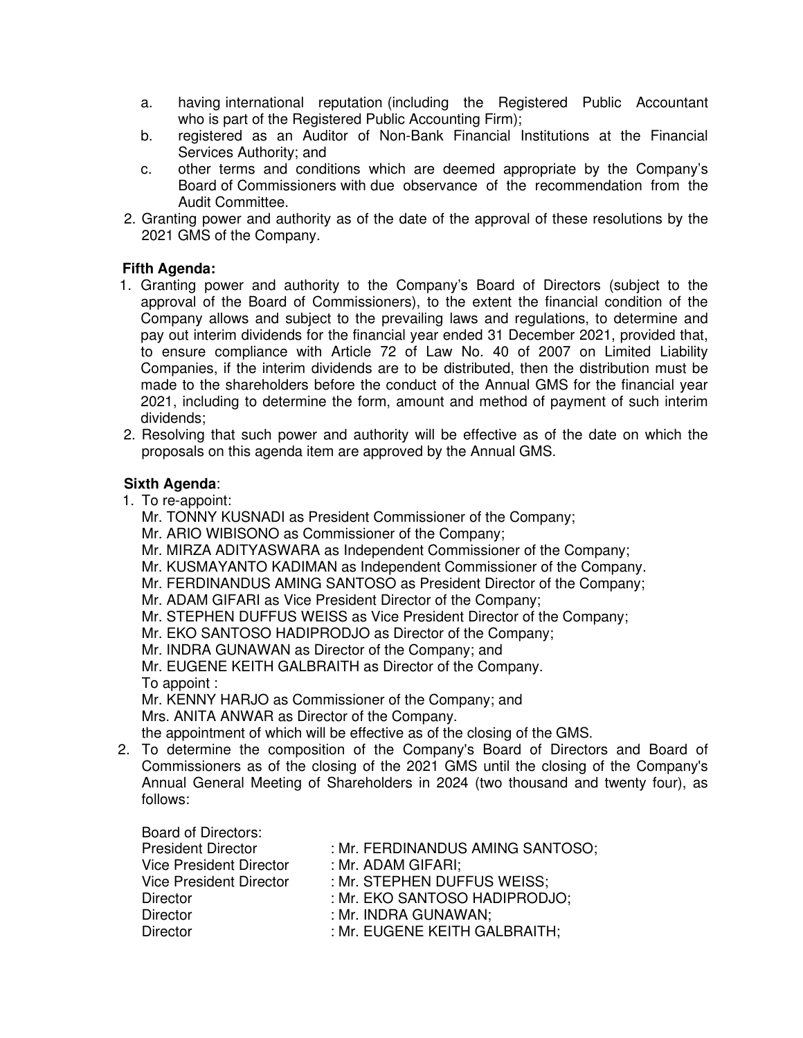a. having international reputation (including the Registered Public Accountant who is part of the Registered Public Accounting Firm);
b. registered as an Auditor of Non-Bank Financial Institutions at the Financial Services Authority; and
c. other terms and conditions which are deemed appropriate by the Company's Board of Commissioners with due observance of the recommendation from the Audit Committee.

2. Granting power and authority as of the date of the approval of these resolutions by the 2021 GMS of the Company.

**Fifth Agenda:**

1. Granting power and authority to the Company's Board of Directors (subject to the approval of the Board of Commissioners), to the extent the financial condition of the Company allows and subject to the prevailing laws and regulations, to determine and pay out interim dividends for the financial year ended 31 December 2021, provided that, to ensure compliance with Article 72 of Law No. 40 of 2007 on Limited Liability Companies, if the interim dividends are to be distributed, then the distribution must be made to the shareholders before the conduct of the Annual GMS for the financial year 2021, including to determine the form, amount and method of payment of such interim dividends;
2. Resolving that such power and authority will be effective as of the date on which the proposals on this agenda item are approved by the Annual GMS.

**Sixth Agenda**:

1. To re-appoint:
   Mr. TONNY KUSNADI as President Commissioner of the Company;
   Mr. ARIO WIBISONO as Commissioner of the Company;
   Mr. MIRZA ADITYASWARA as Independent Commissioner of the Company;
   Mr. KUSMAYANTO KADIMAN as Independent Commissioner of the Company.
   Mr. FERDINANDUS AMING SANTOSO as President Director of the Company;
   Mr. ADAM GIFARI as Vice President Director of the Company;
   Mr. STEPHEN DUFFUS WEISS as Vice President Director of the Company;
   Mr. EKO SANTOSO HADIPRODJO as Director of the Company;
   Mr. INDRA GUNAWAN as Director of the Company; and
   Mr. EUGENE KEITH GALBRAITH as Director of the Company.
   To appoint :
   Mr. KENNY HARJO as Commissioner of the Company; and
   Mrs. ANITA ANWAR as Director of the Company.
   the appointment of which will be effective as of the closing of the GMS.
2. To determine the composition of the Company's Board of Directors and Board of Commissioners as of the closing of the 2021 GMS until the closing of the Company's Annual General Meeting of Shareholders in 2024 (two thousand and twenty four), as follows:

   Board of Directors:

   | | |
   |---|---|
   | President Director | : Mr. FERDINANDUS AMING SANTOSO; |
   | Vice President Director | : Mr. ADAM GIFARI; |
   | Vice President Director | : Mr. STEPHEN DUFFUS WEISS; |
   | Director | : Mr. EKO SANTOSO HADIPRODJO; |
   | Director | : Mr. INDRA GUNAWAN; |
   | Director | : Mr. EUGENE KEITH GALBRAITH; |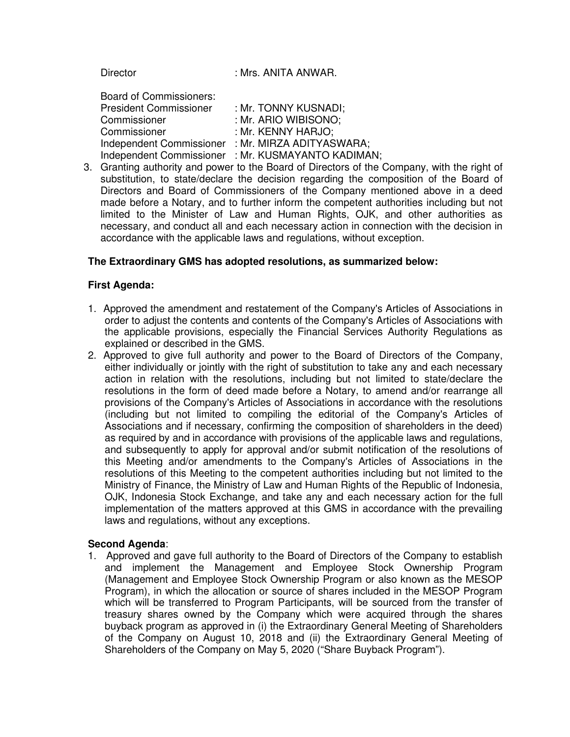Director : Mrs. ANITA ANWAR.

Board of Commissioners:
President Commissioner : Mr. TONNY KUSNADI;
Commissioner : Mr. ARIO WIBISONO;
Commissioner : Mr. KENNY HARJO;
Independent Commissioner : Mr. MIRZA ADITYASWARA;
Independent Commissioner : Mr. KUSMAYANTO KADIMAN;

3. Granting authority and power to the Board of Directors of the Company, with the right of substitution, to state/declare the decision regarding the composition of the Board of Directors and Board of Commissioners of the Company mentioned above in a deed made before a Notary, and to further inform the competent authorities including but not limited to the Minister of Law and Human Rights, OJK, and other authorities as necessary, and conduct all and each necessary action in connection with the decision in accordance with the applicable laws and regulations, without exception.

**The Extraordinary GMS has adopted resolutions, as summarized below:**

**First Agenda:**

1. Approved the amendment and restatement of the Company's Articles of Associations in order to adjust the contents and contents of the Company's Articles of Associations with the applicable provisions, especially the Financial Services Authority Regulations as explained or described in the GMS.
2. Approved to give full authority and power to the Board of Directors of the Company, either individually or jointly with the right of substitution to take any and each necessary action in relation with the resolutions, including but not limited to state/declare the resolutions in the form of deed made before a Notary, to amend and/or rearrange all provisions of the Company's Articles of Associations in accordance with the resolutions (including but not limited to compiling the editorial of the Company's Articles of Associations and if necessary, confirming the composition of shareholders in the deed) as required by and in accordance with provisions of the applicable laws and regulations, and subsequently to apply for approval and/or submit notification of the resolutions of this Meeting and/or amendments to the Company's Articles of Associations in the resolutions of this Meeting to the competent authorities including but not limited to the Ministry of Finance, the Ministry of Law and Human Rights of the Republic of Indonesia, OJK, Indonesia Stock Exchange, and take any and each necessary action for the full implementation of the matters approved at this GMS in accordance with the prevailing laws and regulations, without any exceptions.

**Second Agenda**:

1. Approved and gave full authority to the Board of Directors of the Company to establish and implement the Management and Employee Stock Ownership Program (Management and Employee Stock Ownership Program or also known as the MESOP Program), in which the allocation or source of shares included in the MESOP Program which will be transferred to Program Participants, will be sourced from the transfer of treasury shares owned by the Company which were acquired through the shares buyback program as approved in (i) the Extraordinary General Meeting of Shareholders of the Company on August 10, 2018 and (ii) the Extraordinary General Meeting of Shareholders of the Company on May 5, 2020 ("Share Buyback Program").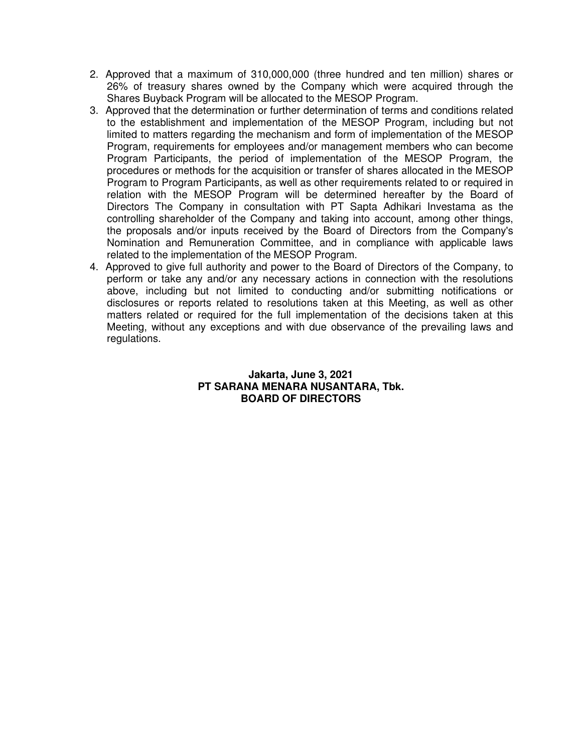2. Approved that a maximum of 310,000,000 (three hundred and ten million) shares or 26% of treasury shares owned by the Company which were acquired through the Shares Buyback Program will be allocated to the MESOP Program.
3. Approved that the determination or further determination of terms and conditions related to the establishment and implementation of the MESOP Program, including but not limited to matters regarding the mechanism and form of implementation of the MESOP Program, requirements for employees and/or management members who can become Program Participants, the period of implementation of the MESOP Program, the procedures or methods for the acquisition or transfer of shares allocated in the MESOP Program to Program Participants, as well as other requirements related to or required in relation with the MESOP Program will be determined hereafter by the Board of Directors The Company in consultation with PT Sapta Adhikari Investama as the controlling shareholder of the Company and taking into account, among other things, the proposals and/or inputs received by the Board of Directors from the Company's Nomination and Remuneration Committee, and in compliance with applicable laws related to the implementation of the MESOP Program.
4. Approved to give full authority and power to the Board of Directors of the Company, to perform or take any and/or any necessary actions in connection with the resolutions above, including but not limited to conducting and/or submitting notifications or disclosures or reports related to resolutions taken at this Meeting, as well as other matters related or required for the full implementation of the decisions taken at this Meeting, without any exceptions and with due observance of the prevailing laws and regulations.

**Jakarta, June 3, 2021**
**PT SARANA MENARA NUSANTARA, Tbk.**
**BOARD OF DIRECTORS**